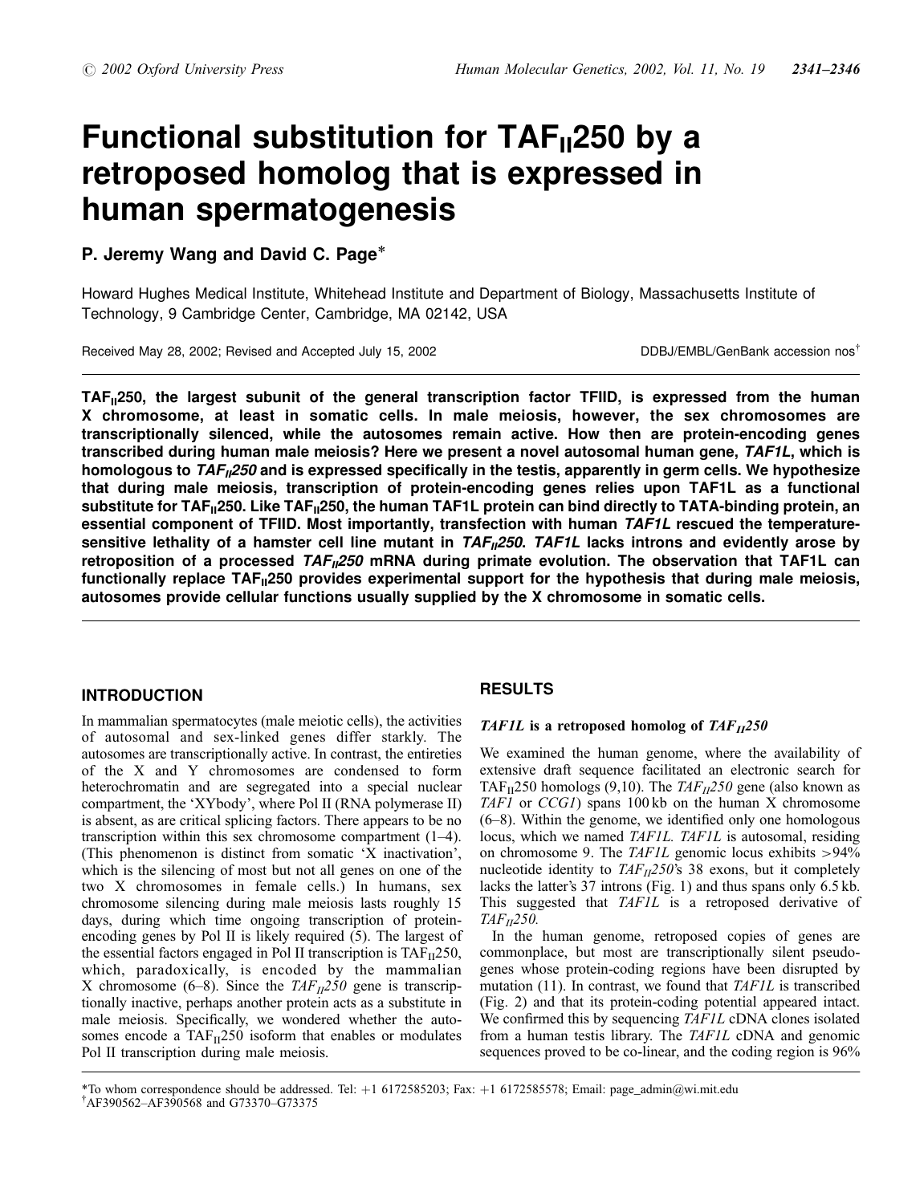# Functional substitution for $TAF_{II}250$ by a retroposed homolog that is expressed in human spermatogenesis

P. Jeremy Wang and David C. Page*

Howard Hughes Medical Institute, Whitehead Institute and Department of Biology, Massachusetts Institute of Technology, 9 Cambridge Center, Cambridge, MA 02142, USA

Received May 28, 2002; Revised and Accepted July 15, 2002

DDBJ/EMBL/GenBank accession nos†

**$TAF_{II}250$, the largest subunit of the general transcription factor TFIID, is expressed from the human X chromosome, at least in somatic cells. In male meiosis, however, the sex chromosomes are transcriptionally silenced, while the autosomes remain active. How then are protein-encoding genes transcribed during human male meiosis? Here we present a novel autosomal human gene, *TAF1L*, which is homologous to *$TAF_{II}250$* and is expressed specifically in the testis, apparently in germ cells. We hypothesize that during male meiosis, transcription of protein-encoding genes relies upon TAF1L as a functional substitute for $TAF_{II}250$. Like $TAF_{II}250$, the human TAF1L protein can bind directly to TATA-binding protein, an essential component of TFIID. Most importantly, transfection with human *TAF1L* rescued the temperature-sensitive lethality of a hamster cell line mutant in *$TAF_{II}250$*. *TAF1L* lacks introns and evidently arose by retroposition of a processed *$TAF_{II}250$* mRNA during primate evolution. The observation that TAF1L can functionally replace $TAF_{II}250$ provides experimental support for the hypothesis that during male meiosis, autosomes provide cellular functions usually supplied by the X chromosome in somatic cells.**

## INTRODUCTION

In mammalian spermatocytes (male meiotic cells), the activities of autosomal and sex-linked genes differ starkly. The autosomes are transcriptionally active. In contrast, the entireties of the X and Y chromosomes are condensed to form heterochromatin and are segregated into a special nuclear compartment, the 'XYbody', where Pol II (RNA polymerase II) is absent, as are critical splicing factors. There appears to be no transcription within this sex chromosome compartment (1–4). (This phenomenon is distinct from somatic 'X inactivation', which is the silencing of most but not all genes on one of the two X chromosomes in female cells.) In humans, sex chromosome silencing during male meiosis lasts roughly 15 days, during which time ongoing transcription of protein-encoding genes by Pol II is likely required (5). The largest of the essential factors engaged in Pol II transcription is $TAF_{II}250$, which, paradoxically, is encoded by the mammalian X chromosome (6–8). Since the *$TAF_{II}250$* gene is transcriptionally inactive, perhaps another protein acts as a substitute in male meiosis. Specifically, we wondered whether the autosomes encode a $TAF_{II}250$ isoform that enables or modulates Pol II transcription during male meiosis.

## RESULTS

### *TAF1L* is a retroposed homolog of *$TAF_{II}250$*

We examined the human genome, where the availability of extensive draft sequence facilitated an electronic search for $TAF_{II}250$ homologs (9,10). The *$TAF_{II}250$* gene (also known as *TAF1* or *CCG1*) spans 100 kb on the human X chromosome (6–8). Within the genome, we identified only one homologous locus, which we named *TAF1L*. *TAF1L* is autosomal, residing on chromosome 9. The *TAF1L* genomic locus exhibits >94% nucleotide identity to *$TAF_{II}250$*'s 38 exons, but it completely lacks the latter's 37 introns (Fig. 1) and thus spans only 6.5 kb. This suggested that *TAF1L* is a retroposed derivative of *$TAF_{II}250$*.

In the human genome, retroposed copies of genes are commonplace, but most are transcriptionally silent pseudogenes whose protein-coding regions have been disrupted by mutation (11). In contrast, we found that *TAF1L* is transcribed (Fig. 2) and that its protein-coding potential appeared intact. We confirmed this by sequencing *TAF1L* cDNA clones isolated from a human testis library. The *TAF1L* cDNA and genomic sequences proved to be co-linear, and the coding region is 96%

*To whom correspondence should be addressed. Tel: +1 6172585203; Fax: +1 6172585578; Email: page_admin@wi.mit.edu
†AF390562–AF390568 and G73370–G73375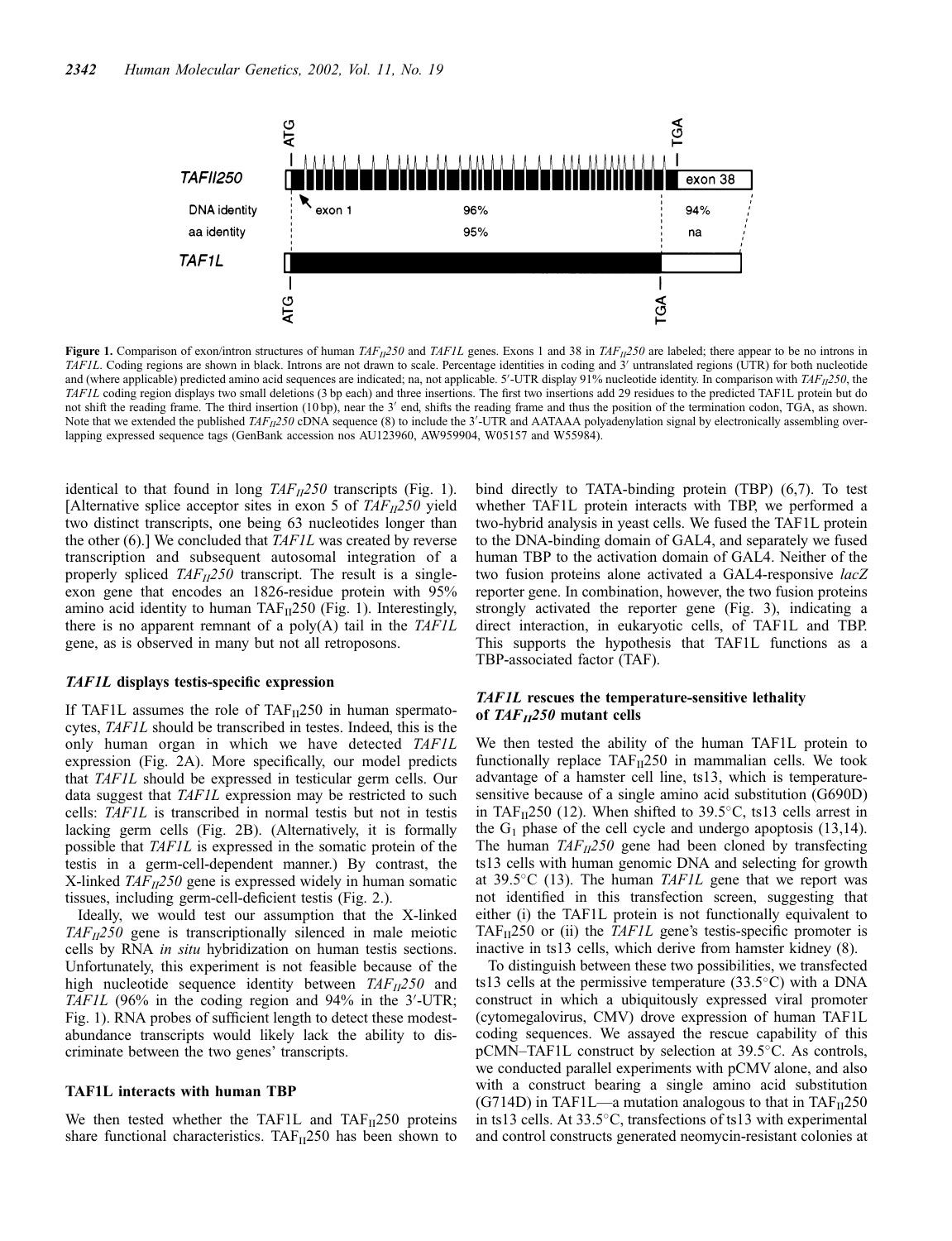**Figure 1.** Comparison of exon/intron structures of human $TAF_{II}250$ and *TAF1L* genes. Exons 1 and 38 in $TAF_{II}250$ are labeled; there appear to be no introns in *TAF1L*. Coding regions are shown in black. Introns are not drawn to scale. Percentage identities in coding and 3′ untranslated regions (UTR) for both nucleotide and (where applicable) predicted amino acid sequences are indicated; na, not applicable. 5′-UTR display 91% nucleotide identity. In comparison with $TAF_{II}250$, the *TAF1L* coding region displays two small deletions (3 bp each) and three insertions. The first two insertions add 29 residues to the predicted TAF1L protein but do not shift the reading frame. The third insertion (10 bp), near the 3′ end, shifts the reading frame and thus the position of the termination codon, TGA, as shown. Note that we extended the published $TAF_{II}250$ cDNA sequence (8) to include the 3′-UTR and AATAAA polyadenylation signal by electronically assembling overlapping expressed sequence tags (GenBank accession nos AU123960, AW959904, W05157 and W55984).

identical to that found in long $TAF_{II}250$ transcripts (Fig. 1). [Alternative splice acceptor sites in exon 5 of $TAF_{II}250$ yield two distinct transcripts, one being 63 nucleotides longer than the other (6).] We concluded that *TAF1L* was created by reverse transcription and subsequent autosomal integration of a properly spliced $TAF_{II}250$ transcript. The result is a single-exon gene that encodes an 1826-residue protein with 95% amino acid identity to human $TAF_{II}250$ (Fig. 1). Interestingly, there is no apparent remnant of a poly(A) tail in the *TAF1L* gene, as is observed in many but not all retroposons.

### *TAF1L* displays testis-specific expression

If TAF1L assumes the role of $TAF_{II}250$ in human spermatocytes, *TAF1L* should be transcribed in testes. Indeed, this is the only human organ in which we have detected *TAF1L* expression (Fig. 2A). More specifically, our model predicts that *TAF1L* should be expressed in testicular germ cells. Our data suggest that *TAF1L* expression may be restricted to such cells: *TAF1L* is transcribed in normal testis but not in testis lacking germ cells (Fig. 2B). (Alternatively, it is formally possible that *TAF1L* is expressed in the somatic protein of the testis in a germ-cell-dependent manner.) By contrast, the X-linked $TAF_{II}250$ gene is expressed widely in human somatic tissues, including germ-cell-deficient testis (Fig. 2.).

Ideally, we would test our assumption that the X-linked $TAF_{II}250$ gene is transcriptionally silenced in male meiotic cells by RNA *in situ* hybridization on human testis sections. Unfortunately, this experiment is not feasible because of the high nucleotide sequence identity between $TAF_{II}250$ and *TAF1L* (96% in the coding region and 94% in the 3′-UTR; Fig. 1). RNA probes of sufficient length to detect these modest-abundance transcripts would likely lack the ability to discriminate between the two genes' transcripts.

### TAF1L interacts with human TBP

We then tested whether the TAF1L and $TAF_{II}250$ proteins share functional characteristics. $TAF_{II}250$ has been shown to bind directly to TATA-binding protein (TBP) (6,7). To test whether TAF1L protein interacts with TBP, we performed a two-hybrid analysis in yeast cells. We fused the TAF1L protein to the DNA-binding domain of GAL4, and separately we fused human TBP to the activation domain of GAL4. Neither of the two fusion proteins alone activated a GAL4-responsive *lacZ* reporter gene. In combination, however, the two fusion proteins strongly activated the reporter gene (Fig. 3), indicating a direct interaction, in eukaryotic cells, of TAF1L and TBP. This supports the hypothesis that TAF1L functions as a TBP-associated factor (TAF).

### *TAF1L* rescues the temperature-sensitive lethality of $TAF_{II}250$ mutant cells

We then tested the ability of the human TAF1L protein to functionally replace $TAF_{II}250$ in mammalian cells. We took advantage of a hamster cell line, ts13, which is temperature-sensitive because of a single amino acid substitution (G690D) in $TAF_{II}250$ (12). When shifted to 39.5°C, ts13 cells arrest in the $G_1$ phase of the cell cycle and undergo apoptosis (13,14). The human $TAF_{II}250$ gene had been cloned by transfecting ts13 cells with human genomic DNA and selecting for growth at 39.5°C (13). The human *TAF1L* gene that we report was not identified in this transfection screen, suggesting that either (i) the TAF1L protein is not functionally equivalent to $TAF_{II}250$ or (ii) the *TAF1L* gene's testis-specific promoter is inactive in ts13 cells, which derive from hamster kidney (8).

To distinguish between these two possibilities, we transfected ts13 cells at the permissive temperature (33.5°C) with a DNA construct in which a ubiquitously expressed viral promoter (cytomegalovirus, CMV) drove expression of human TAF1L coding sequences. We assayed the rescue capability of this pCMN–TAF1L construct by selection at 39.5°C. As controls, we conducted parallel experiments with pCMV alone, and also with a construct bearing a single amino acid substitution (G714D) in TAF1L—a mutation analogous to that in $TAF_{II}250$ in ts13 cells. At 33.5°C, transfections of ts13 with experimental and control constructs generated neomycin-resistant colonies at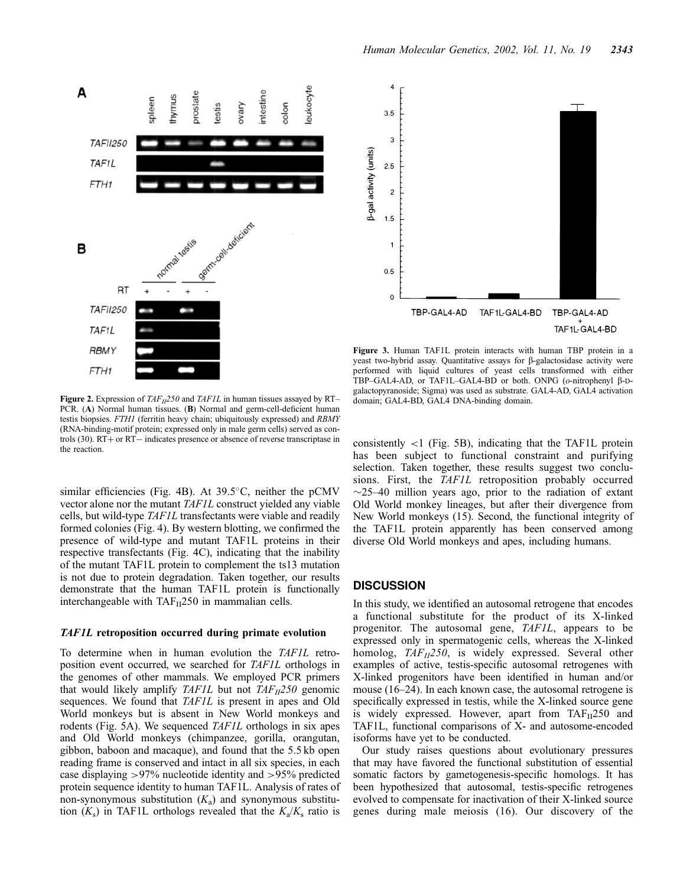**Figure 2.** Expression of $TAF_{II}250$ and *TAF1L* in human tissues assayed by RT–PCR. (**A**) Normal human tissues. (**B**) Normal and germ-cell-deficient human testis biopsies. *FTH1* (ferritin heavy chain; ubiquitously expressed) and *RBMY* (RNA-binding-motif protein; expressed only in male germ cells) served as controls (30). RT+ or RT− indicates presence or absence of reverse transcriptase in the reaction.

**Figure 3.** Human TAF1L protein interacts with human TBP protein in a yeast two-hybrid assay. Quantitative assays for β-galactosidase activity were performed with liquid cultures of yeast cells transformed with either TBP–GAL4-AD, or TAF1L–GAL4-BD or both. ONPG (*o*-nitrophenyl β-D-galactopyranoside; Sigma) was used as substrate. GAL4-AD, GAL4 activation domain; GAL4-BD, GAL4 DNA-binding domain.

similar efficiencies (Fig. 4B). At 39.5°C, neither the pCMV vector alone nor the mutant *TAF1L* construct yielded any viable cells, but wild-type *TAF1L* transfectants were viable and readily formed colonies (Fig. 4). By western blotting, we confirmed the presence of wild-type and mutant TAF1L proteins in their respective transfectants (Fig. 4C), indicating that the inability of the mutant TAF1L protein to complement the ts13 mutation is not due to protein degradation. Taken together, our results demonstrate that the human TAF1L protein is functionally interchangeable with $TAF_{II}250$ in mammalian cells.

### *TAF1L* retroposition occurred during primate evolution

To determine when in human evolution the *TAF1L* retroposition event occurred, we searched for *TAF1L* orthologs in the genomes of other mammals. We employed PCR primers that would likely amplify *TAF1L* but not $TAF_{II}250$ genomic sequences. We found that *TAF1L* is present in apes and Old World monkeys but is absent in New World monkeys and rodents (Fig. 5A). We sequenced *TAF1L* orthologs in six apes and Old World monkeys (chimpanzee, gorilla, orangutan, gibbon, baboon and macaque), and found that the 5.5 kb open reading frame is conserved and intact in all six species, in each case displaying >97% nucleotide identity and >95% predicted protein sequence identity to human TAF1L. Analysis of rates of non-synonymous substitution ($K_a$) and synonymous substitution ($K_s$) in TAF1L orthologs revealed that the $K_a/K_s$ ratio is consistently <1 (Fig. 5B), indicating that the TAF1L protein has been subject to functional constraint and purifying selection. Taken together, these results suggest two conclusions. First, the *TAF1L* retroposition probably occurred ~25–40 million years ago, prior to the radiation of extant Old World monkey lineages, but after their divergence from New World monkeys (15). Second, the functional integrity of the TAF1L protein apparently has been conserved among diverse Old World monkeys and apes, including humans.

## DISCUSSION

In this study, we identified an autosomal retrogene that encodes a functional substitute for the product of its X-linked progenitor. The autosomal gene, *TAF1L*, appears to be expressed only in spermatogenic cells, whereas the X-linked homolog, $TAF_{II}250$, is widely expressed. Several other examples of active, testis-specific autosomal retrogenes with X-linked progenitors have been identified in human and/or mouse (16–24). In each known case, the autosomal retrogene is specifically expressed in testis, while the X-linked source gene is widely expressed. However, apart from $TAF_{II}250$ and TAF1L, functional comparisons of X- and autosome-encoded isoforms have yet to be conducted.

Our study raises questions about evolutionary pressures that may have favored the functional substitution of essential somatic factors by gametogenesis-specific homologs. It has been hypothesized that autosomal, testis-specific retrogenes evolved to compensate for inactivation of their X-linked source genes during male meiosis (16). Our discovery of the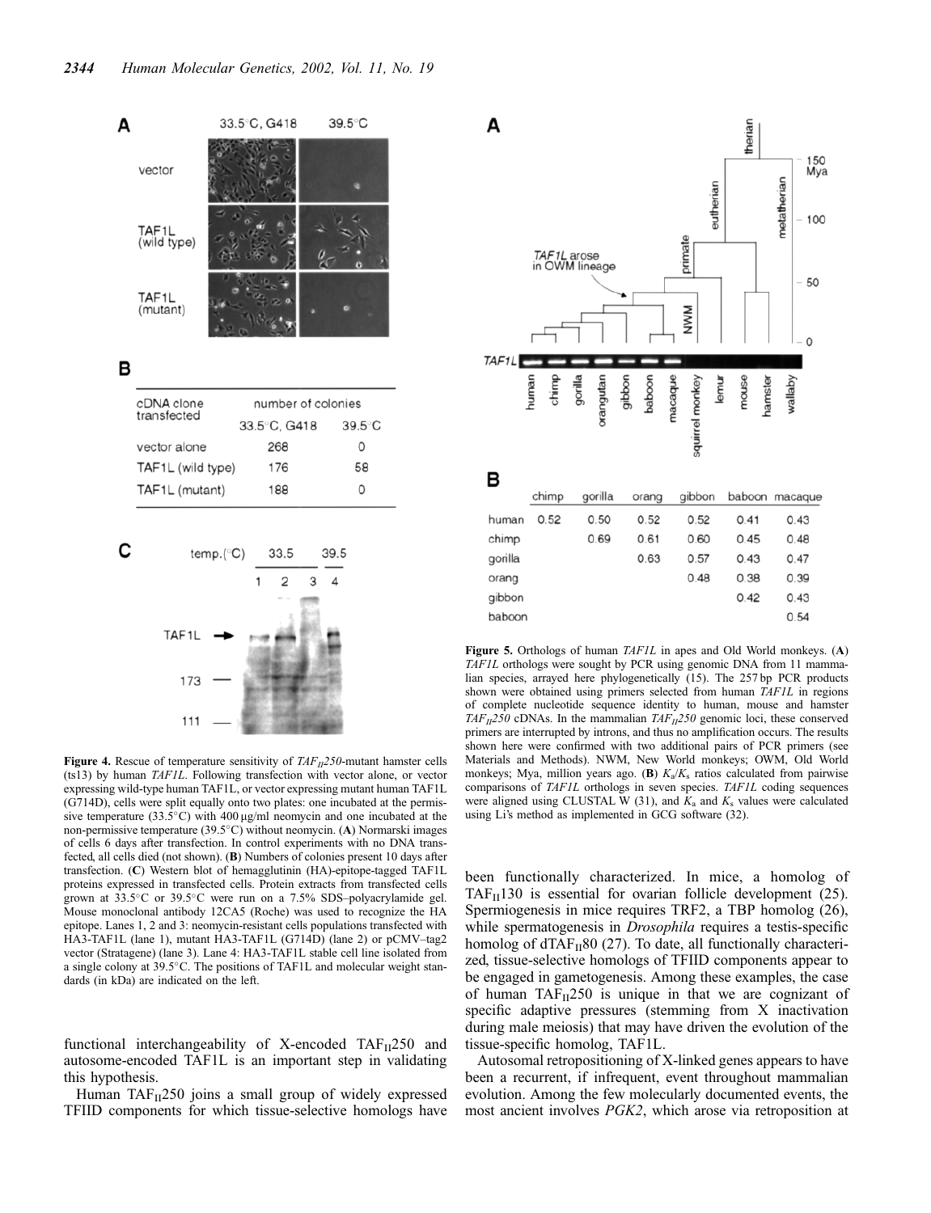**A**

| | 33.5°C, G418 | 39.5°C |
|---|---|---|
| vector | | |
| TAF1L (wild type) | | |
| TAF1L (mutant) | | |

**B**

| cDNA clone transfected | number of colonies | |
|---|---|---|
| | 33.5°C, G418 | 39.5°C |
| vector alone | 268 | 0 |
| TAF1L (wild type) | 176 | 58 |
| TAF1L (mutant) | 188 | 0 |

**C**

**Figure 4.** Rescue of temperature sensitivity of $TAF_{II}250$-mutant hamster cells (ts13) by human *TAF1L*. Following transfection with vector alone, or vector expressing wild-type human TAF1L, or vector expressing mutant human TAF1L (G714D), cells were split equally onto two plates: one incubated at the permissive temperature (33.5°C) with 400 µg/ml neomycin and one incubated at the non-permissive temperature (39.5°C) without neomycin. (**A**) Normarski images of cells 6 days after transfection. In control experiments with no DNA transfected, all cells died (not shown). (**B**) Numbers of colonies present 10 days after transfection. (**C**) Western blot of hemagglutinin (HA)-epitope-tagged TAF1L proteins expressed in transfected cells. Protein extracts from transfected cells grown at 33.5°C or 39.5°C were run on a 7.5% SDS–polyacrylamide gel. Mouse monoclonal antibody 12CA5 (Roche) was used to recognize the HA epitope. Lanes 1, 2 and 3: neomycin-resistant cells populations transfected with HA3-TAF1L (lane 1), mutant HA3-TAF1L (G714D) (lane 2) or pCMV–tag2 vector (Stratagene) (lane 3). Lane 4: HA3-TAF1L stable cell line isolated from a single colony at 39.5°C. The positions of TAF1L and molecular weight standards (in kDa) are indicated on the left.

**A**

**B**

| | chimp | gorilla | orang | gibbon | baboon | macaque |
|---|---|---|---|---|---|---|
| human | 0.52 | 0.50 | 0.52 | 0.52 | 0.41 | 0.43 |
| chimp | | 0.69 | 0.61 | 0.60 | 0.45 | 0.48 |
| gorilla | | | 0.63 | 0.57 | 0.43 | 0.47 |
| orang | | | | 0.48 | 0.38 | 0.39 |
| gibbon | | | | | 0.42 | 0.43 |
| baboon | | | | | | 0.54 |

**Figure 5.** Orthologs of human *TAF1L* in apes and Old World monkeys. (**A**) *TAF1L* orthologs were sought by PCR using genomic DNA from 11 mammalian species, arrayed here phylogenetically (15). The 257 bp PCR products shown were obtained using primers selected from human *TAF1L* in regions of complete nucleotide sequence identity to human, mouse and hamster $TAF_{II}250$ cDNAs. In the mammalian $TAF_{II}250$ genomic loci, these conserved primers are interrupted by introns, and thus no amplification occurs. The results shown here were confirmed with two additional pairs of PCR primers (see Materials and Methods). NWM, New World monkeys; OWM, Old World monkeys; Mya, million years ago. (**B**) $K_a/K_s$ ratios calculated from pairwise comparisons of *TAF1L* orthologs in seven species. *TAF1L* coding sequences were aligned using CLUSTAL W (31), and $K_a$ and $K_s$ values were calculated using Li's method as implemented in GCG software (32).

functional interchangeability of X-encoded $TAF_{II}250$ and autosome-encoded TAF1L is an important step in validating this hypothesis.

Human $TAF_{II}250$ joins a small group of widely expressed TFIID components for which tissue-selective homologs have been functionally characterized. In mice, a homolog of $TAF_{II}130$ is essential for ovarian follicle development (25). Spermiogenesis in mice requires TRF2, a TBP homolog (26), while spermatogenesis in *Drosophila* requires a testis-specific homolog of $dTAF_{II}80$ (27). To date, all functionally characterized, tissue-selective homologs of TFIID components appear to be engaged in gametogenesis. Among these examples, the case of human $TAF_{II}250$ is unique in that we are cognizant of specific adaptive pressures (stemming from X inactivation during male meiosis) that may have driven the evolution of the tissue-specific homolog, TAF1L.

Autosomal retropositioning of X-linked genes appears to have been a recurrent, if infrequent, event throughout mammalian evolution. Among the few molecularly documented events, the most ancient involves *PGK2*, which arose via retroposition at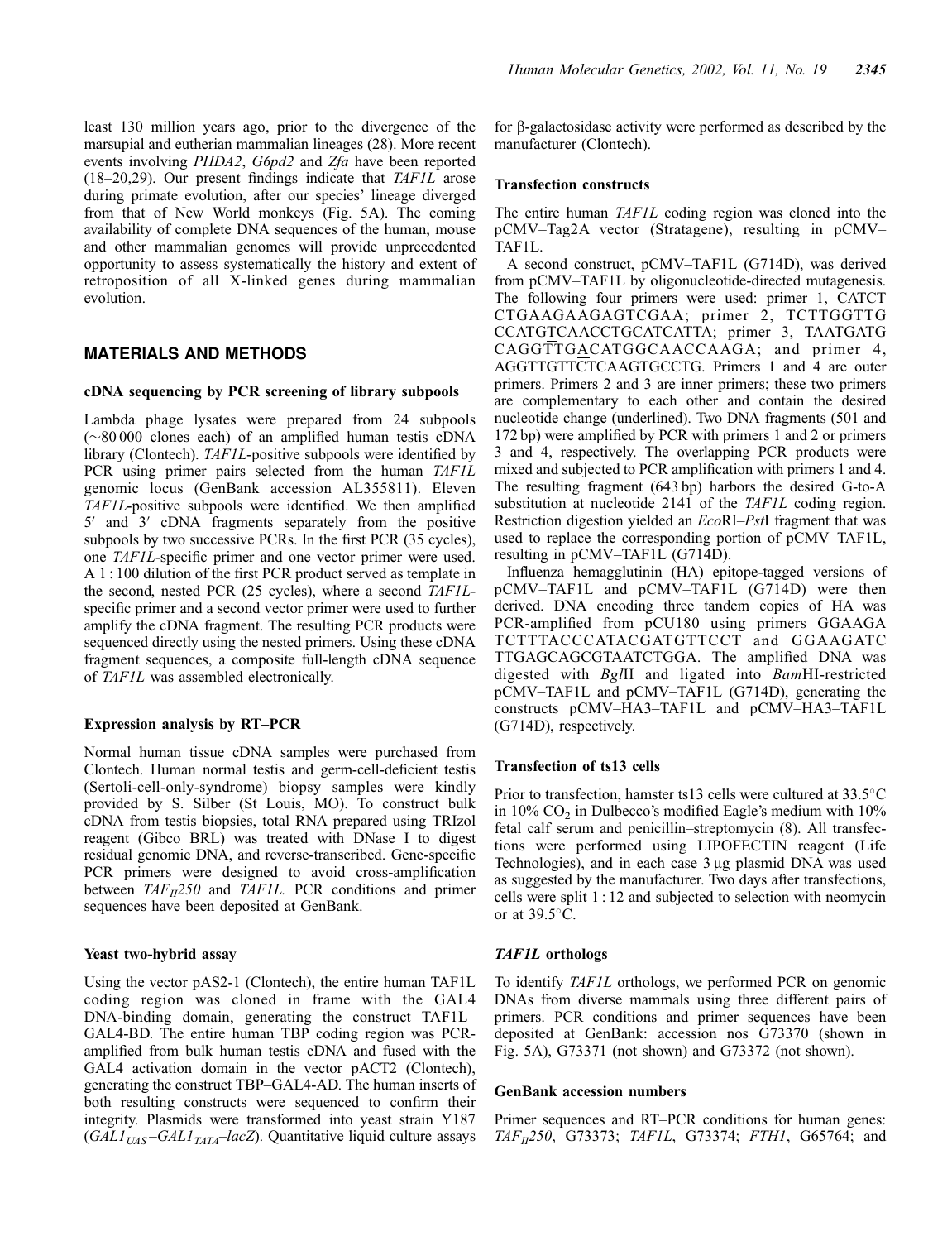least 130 million years ago, prior to the divergence of the marsupial and eutherian mammalian lineages (28). More recent events involving *PHDA2*, *G6pd2* and *Zfa* have been reported (18–20,29). Our present findings indicate that *TAF1L* arose during primate evolution, after our species' lineage diverged from that of New World monkeys (Fig. 5A). The coming availability of complete DNA sequences of the human, mouse and other mammalian genomes will provide unprecedented opportunity to assess systematically the history and extent of retroposition of all X-linked genes during mammalian evolution.

## MATERIALS AND METHODS

### cDNA sequencing by PCR screening of library subpools

Lambda phage lysates were prepared from 24 subpools (~80 000 clones each) of an amplified human testis cDNA library (Clontech). *TAF1L*-positive subpools were identified by PCR using primer pairs selected from the human *TAF1L* genomic locus (GenBank accession AL355811). Eleven *TAF1L*-positive subpools were identified. We then amplified 5′ and 3′ cDNA fragments separately from the positive subpools by two successive PCRs. In the first PCR (35 cycles), one *TAF1L*-specific primer and one vector primer were used. A 1 : 100 dilution of the first PCR product served as template in the second, nested PCR (25 cycles), where a second *TAF1L*-specific primer and a second vector primer were used to further amplify the cDNA fragment. The resulting PCR products were sequenced directly using the nested primers. Using these cDNA fragment sequences, a composite full-length cDNA sequence of *TAF1L* was assembled electronically.

### Expression analysis by RT–PCR

Normal human tissue cDNA samples were purchased from Clontech. Human normal testis and germ-cell-deficient testis (Sertoli-cell-only-syndrome) biopsy samples were kindly provided by S. Silber (St Louis, MO). To construct bulk cDNA from testis biopsies, total RNA prepared using TRIzol reagent (Gibco BRL) was treated with DNase I to digest residual genomic DNA, and reverse-transcribed. Gene-specific PCR primers were designed to avoid cross-amplification between $TAF_{II}250$ and *TAF1L*. PCR conditions and primer sequences have been deposited at GenBank.

### Yeast two-hybrid assay

Using the vector pAS2-1 (Clontech), the entire human TAF1L coding region was cloned in frame with the GAL4 DNA-binding domain, generating the construct TAF1L–GAL4-BD. The entire human TBP coding region was PCR-amplified from bulk human testis cDNA and fused with the GAL4 activation domain in the vector pACT2 (Clontech), generating the construct TBP–GAL4-AD. The human inserts of both resulting constructs were sequenced to confirm their integrity. Plasmids were transformed into yeast strain Y187 ($GAL1_{UAS}$–$GAL1_{TATA}$–*lacZ*). Quantitative liquid culture assays for β-galactosidase activity were performed as described by the manufacturer (Clontech).

### Transfection constructs

The entire human *TAF1L* coding region was cloned into the pCMV–Tag2A vector (Stratagene), resulting in pCMV–TAF1L.

A second construct, pCMV–TAF1L (G714D), was derived from pCMV–TAF1L by oligonucleotide-directed mutagenesis. The following four primers were used: primer 1, CATCTCTGAAGAAGAGTCGAA; primer 2, TCTTGGTTGCCATGTCAACCTGCATCATTA; primer 3, TAATGATGCAGGTTGACATGGCAACCAAGA; and primer 4, AGGTTGTTCTCAAGTGCCTG. Primers 1 and 4 are outer primers. Primers 2 and 3 are inner primers; these two primers are complementary to each other and contain the desired nucleotide change (underlined). Two DNA fragments (501 and 172 bp) were amplified by PCR with primers 1 and 2 or primers 3 and 4, respectively. The overlapping PCR products were mixed and subjected to PCR amplification with primers 1 and 4. The resulting fragment (643 bp) harbors the desired G-to-A substitution at nucleotide 2141 of the *TAF1L* coding region. Restriction digestion yielded an *Eco*RI–*Pst*I fragment that was used to replace the corresponding portion of pCMV–TAF1L, resulting in pCMV–TAF1L (G714D).

Influenza hemagglutinin (HA) epitope-tagged versions of pCMV–TAF1L and pCMV–TAF1L (G714D) were then derived. DNA encoding three tandem copies of HA was PCR-amplified from pCU180 using primers GGAAGATCTTTACCCATACGATGTTCCT and GGAAGATCTTGAGCAGCGTAATCTGGA. The amplified DNA was digested with *Bgl*II and ligated into *Bam*HI-restricted pCMV–TAF1L and pCMV–TAF1L (G714D), generating the constructs pCMV–HA3–TAF1L and pCMV–HA3–TAF1L (G714D), respectively.

### Transfection of ts13 cells

Prior to transfection, hamster ts13 cells were cultured at 33.5°C in 10% $CO_2$ in Dulbecco's modified Eagle's medium with 10% fetal calf serum and penicillin–streptomycin (8). All transfections were performed using LIPOFECTIN reagent (Life Technologies), and in each case 3 μg plasmid DNA was used as suggested by the manufacturer. Two days after transfections, cells were split 1 : 12 and subjected to selection with neomycin or at 39.5°C.

### *TAF1L* orthologs

To identify *TAF1L* orthologs, we performed PCR on genomic DNAs from diverse mammals using three different pairs of primers. PCR conditions and primer sequences have been deposited at GenBank: accession nos G73370 (shown in Fig. 5A), G73371 (not shown) and G73372 (not shown).

### GenBank accession numbers

Primer sequences and RT–PCR conditions for human genes: $TAF_{II}250$, G73373; *TAF1L*, G73374; *FTH1*, G65764; and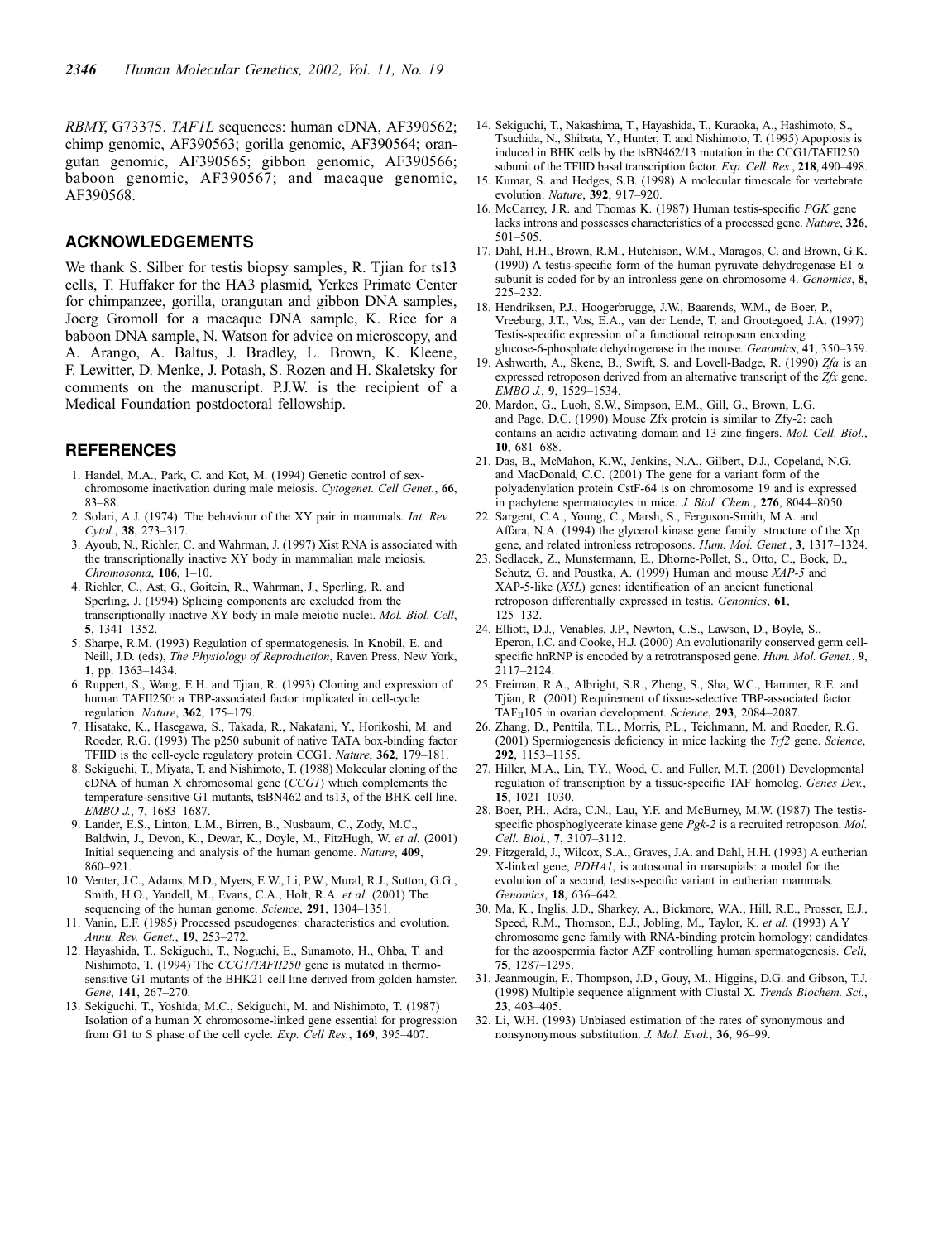*RBMY*, G73375. *TAF1L* sequences: human cDNA, AF390562; chimp genomic, AF390563; gorilla genomic, AF390564; orangutan genomic, AF390565; gibbon genomic, AF390566; baboon genomic, AF390567; and macaque genomic, AF390568.

## ACKNOWLEDGEMENTS

We thank S. Silber for testis biopsy samples, R. Tjian for ts13 cells, T. Huffaker for the HA3 plasmid, Yerkes Primate Center for chimpanzee, gorilla, orangutan and gibbon DNA samples, Joerg Gromoll for a macaque DNA sample, K. Rice for a baboon DNA sample, N. Watson for advice on microscopy, and A. Arango, A. Baltus, J. Bradley, L. Brown, K. Kleene, F. Lewitter, D. Menke, J. Potash, S. Rozen and H. Skaletsky for comments on the manuscript. P.J.W. is the recipient of a Medical Foundation postdoctoral fellowship.

## REFERENCES

1. Handel, M.A., Park, C. and Kot, M. (1994) Genetic control of sex-chromosome inactivation during male meiosis. *Cytogenet. Cell Genet.*, **66**, 83–88.
2. Solari, A.J. (1974). The behaviour of the XY pair in mammals. *Int. Rev. Cytol.*, **38**, 273–317.
3. Ayoub, N., Richler, C. and Wahrman, J. (1997) Xist RNA is associated with the transcriptionally inactive XY body in mammalian male meiosis. *Chromosoma*, **106**, 1–10.
4. Richler, C., Ast, G., Goitein, R., Wahrman, J., Sperling, R. and Sperling, J. (1994) Splicing components are excluded from the transcriptionally inactive XY body in male meiotic nuclei. *Mol. Biol. Cell*, **5**, 1341–1352.
5. Sharpe, R.M. (1993) Regulation of spermatogenesis. In Knobil, E. and Neill, J.D. (eds), *The Physiology of Reproduction*, Raven Press, New York, **1**, pp. 1363–1434.
6. Ruppert, S., Wang, E.H. and Tjian, R. (1993) Cloning and expression of human TAFII250: a TBP-associated factor implicated in cell-cycle regulation. *Nature*, **362**, 175–179.
7. Hisatake, K., Hasegawa, S., Takada, R., Nakatani, Y., Horikoshi, M. and Roeder, R.G. (1993) The p250 subunit of native TATA box-binding factor TFIID is the cell-cycle regulatory protein CCG1. *Nature*, **362**, 179–181.
8. Sekiguchi, T., Miyata, T. and Nishimoto, T. (1988) Molecular cloning of the cDNA of human X chromosomal gene (*CCG1*) which complements the temperature-sensitive G1 mutants, tsBN462 and ts13, of the BHK cell line. *EMBO J.*, **7**, 1683–1687.
9. Lander, E.S., Linton, L.M., Birren, B., Nusbaum, C., Zody, M.C., Baldwin, J., Devon, K., Dewar, K., Doyle, M., FitzHugh, W. *et al.* (2001) Initial sequencing and analysis of the human genome. *Nature*, **409**, 860–921.
10. Venter, J.C., Adams, M.D., Myers, E.W., Li, P.W., Mural, R.J., Sutton, G.G., Smith, H.O., Yandell, M., Evans, C.A., Holt, R.A. *et al.* (2001) The sequencing of the human genome. *Science*, **291**, 1304–1351.
11. Vanin, E.F. (1985) Processed pseudogenes: characteristics and evolution. *Annu. Rev. Genet.*, **19**, 253–272.
12. Hayashida, T., Sekiguchi, T., Noguchi, E., Sunamoto, H., Ohba, T. and Nishimoto, T. (1994) The *CCG1/TAFII250* gene is mutated in thermosensitive G1 mutants of the BHK21 cell line derived from golden hamster. *Gene*, **141**, 267–270.
13. Sekiguchi, T., Yoshida, M.C., Sekiguchi, M. and Nishimoto, T. (1987) Isolation of a human X chromosome-linked gene essential for progression from G1 to S phase of the cell cycle. *Exp. Cell Res.*, **169**, 395–407.
14. Sekiguchi, T., Nakashima, T., Hayashida, T., Kuraoka, A., Hashimoto, S., Tsuchida, N., Shibata, Y., Hunter, T. and Nishimoto, T. (1995) Apoptosis is induced in BHK cells by the tsBN462/13 mutation in the CCG1/TAFII250 subunit of the TFIID basal transcription factor. *Exp. Cell. Res.*, **218**, 490–498.
15. Kumar, S. and Hedges, S.B. (1998) A molecular timescale for vertebrate evolution. *Nature*, **392**, 917–920.
16. McCarrey, J.R. and Thomas K. (1987) Human testis-specific *PGK* gene lacks introns and possesses characteristics of a processed gene. *Nature*, **326**, 501–505.
17. Dahl, H.H., Brown, R.M., Hutchison, W.M., Maragos, C. and Brown, G.K. (1990) A testis-specific form of the human pyruvate dehydrogenase E1 α subunit is coded for by an intronless gene on chromosome 4. *Genomics*, **8**, 225–232.
18. Hendriksen, P.J., Hoogerbrugge, J.W., Baarends, W.M., de Boer, P., Vreeburg, J.T., Vos, E.A., van der Lende, T. and Grootegoed, J.A. (1997) Testis-specific expression of a functional retroposon encoding glucose-6-phosphate dehydrogenase in the mouse. *Genomics*, **41**, 350–359.
19. Ashworth, A., Skene, B., Swift, S. and Lovell-Badge, R. (1990) *Zfa* is an expressed retroposon derived from an alternative transcript of the *Zfx* gene. *EMBO J.*, **9**, 1529–1534.
20. Mardon, G., Luoh, S.W., Simpson, E.M., Gill, G., Brown, L.G. and Page, D.C. (1990) Mouse Zfx protein is similar to Zfy-2: each contains an acidic activating domain and 13 zinc fingers. *Mol. Cell. Biol.*, **10**, 681–688.
21. Das, B., McMahon, K.W., Jenkins, N.A., Gilbert, D.J., Copeland, N.G. and MacDonald, C.C. (2001) The gene for a variant form of the polyadenylation protein CstF-64 is on chromosome 19 and is expressed in pachytene spermatocytes in mice. *J. Biol. Chem.*, **276**, 8044–8050.
22. Sargent, C.A., Young, C., Marsh, S., Ferguson-Smith, M.A. and Affara, N.A. (1994) the glycerol kinase gene family: structure of the Xp gene, and related intronless retroposons. *Hum. Mol. Genet.*, **3**, 1317–1324.
23. Sedlacek, Z., Munstermann, E., Dhorne-Pollet, S., Otto, C., Bock, D., Schutz, G. and Poustka, A. (1999) Human and mouse *XAP-5* and XAP-5-like (*X5L*) genes: identification of an ancient functional retroposon differentially expressed in testis. *Genomics*, **61**, 125–132.
24. Elliott, D.J., Venables, J.P., Newton, C.S., Lawson, D., Boyle, S., Eperon, I.C. and Cooke, H.J. (2000) An evolutionarily conserved germ cell-specific hnRNP is encoded by a retrotransposed gene. *Hum. Mol. Genet.*, **9**, 2117–2124.
25. Freiman, R.A., Albright, S.R., Zheng, S., Sha, W.C., Hammer, R.E. and Tjian, R. (2001) Requirement of tissue-selective TBP-associated factor $TAF_{II}105$ in ovarian development. *Science*, **293**, 2084–2087.
26. Zhang, D., Penttila, T.L., Morris, P.L., Teichmann, M. and Roeder, R.G. (2001) Spermiogenesis deficiency in mice lacking the *Trf2* gene. *Science*, **292**, 1153–1155.
27. Hiller, M.A., Lin, T.Y., Wood, C. and Fuller, M.T. (2001) Developmental regulation of transcription by a tissue-specific TAF homolog. *Genes Dev.*, **15**, 1021–1030.
28. Boer, P.H., Adra, C.N., Lau, Y.F. and McBurney, M.W. (1987) The testis-specific phosphoglycerate kinase gene *Pgk-2* is a recruited retroposon. *Mol. Cell. Biol.*, **7**, 3107–3112.
29. Fitzgerald, J., Wilcox, S.A., Graves, J.A. and Dahl, H.H. (1993) A eutherian X-linked gene, *PDHA1*, is autosomal in marsupials: a model for the evolution of a second, testis-specific variant in eutherian mammals. *Genomics*, **18**, 636–642.
30. Ma, K., Inglis, J.D., Sharkey, A., Bickmore, W.A., Hill, R.E., Prosser, E.J., Speed, R.M., Thomson, E.J., Jobling, M., Taylor, K. *et al.* (1993) A Y chromosome gene family with RNA-binding protein homology: candidates for the azoospermia factor AZF controlling human spermatogenesis. *Cell*, **75**, 1287–1295.
31. Jeanmougin, F., Thompson, J.D., Gouy, M., Higgins, D.G. and Gibson, T.J. (1998) Multiple sequence alignment with Clustal X. *Trends Biochem. Sci.*, **23**, 403–405.
32. Li, W.H. (1993) Unbiased estimation of the rates of synonymous and nonsynonymous substitution. *J. Mol. Evol.*, **36**, 96–99.